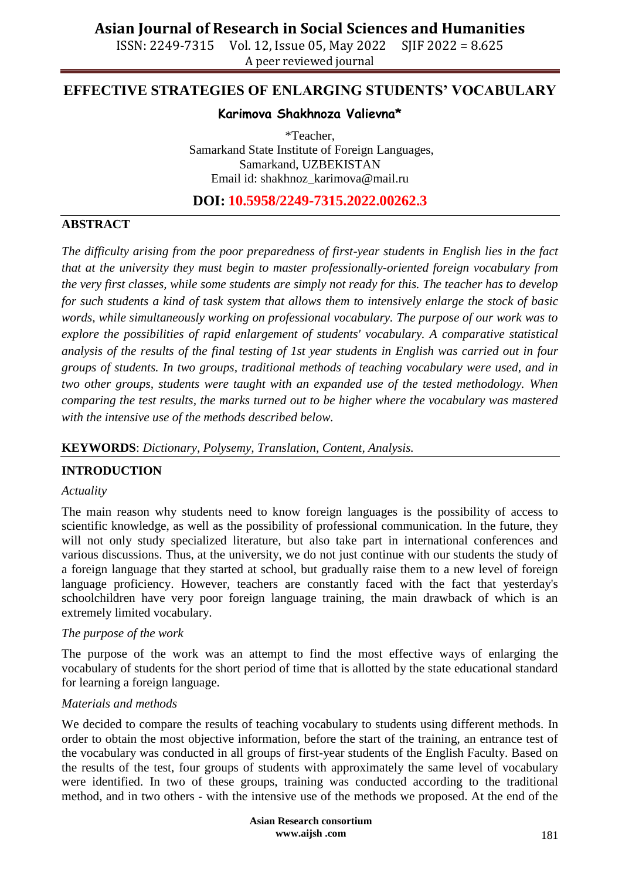# EFFECTIVE STRATEGIES OF ENLARGING STUDENTS' VOCABULARY

**Karimova Shakhnoza Valievna***

*Teacher,
Samarkand State Institute of Foreign Languages,
Samarkand, UZBEKISTAN
Email id: shakhnoz_karimova@mail.ru

**DOI: 10.5958/2249-7315.2022.00262.3**

## ABSTRACT

*The difficulty arising from the poor preparedness of first-year students in English lies in the fact that at the university they must begin to master professionally-oriented foreign vocabulary from the very first classes, while some students are simply not ready for this. The teacher has to develop for such students a kind of task system that allows them to intensively enlarge the stock of basic words, while simultaneously working on professional vocabulary. The purpose of our work was to explore the possibilities of rapid enlargement of students' vocabulary. A comparative statistical analysis of the results of the final testing of 1st year students in English was carried out in four groups of students. In two groups, traditional methods of teaching vocabulary were used, and in two other groups, students were taught with an expanded use of the tested methodology. When comparing the test results, the marks turned out to be higher where the vocabulary was mastered with the intensive use of the methods described below.*

**KEYWORDS**: *Dictionary, Polysemy, Translation, Content, Analysis.*

## INTRODUCTION

*Actuality*

The main reason why students need to know foreign languages is the possibility of access to scientific knowledge, as well as the possibility of professional communication. In the future, they will not only study specialized literature, but also take part in international conferences and various discussions. Thus, at the university, we do not just continue with our students the study of a foreign language that they started at school, but gradually raise them to a new level of foreign language proficiency. However, teachers are constantly faced with the fact that yesterday's schoolchildren have very poor foreign language training, the main drawback of which is an extremely limited vocabulary.

*The purpose of the work*

The purpose of the work was an attempt to find the most effective ways of enlarging the vocabulary of students for the short period of time that is allotted by the state educational standard for learning a foreign language.

*Materials and methods*

We decided to compare the results of teaching vocabulary to students using different methods. In order to obtain the most objective information, before the start of the training, an entrance test of the vocabulary was conducted in all groups of first-year students of the English Faculty. Based on the results of the test, four groups of students with approximately the same level of vocabulary were identified. In two of these groups, training was conducted according to the traditional method, and in two others - with the intensive use of the methods we proposed. At the end of the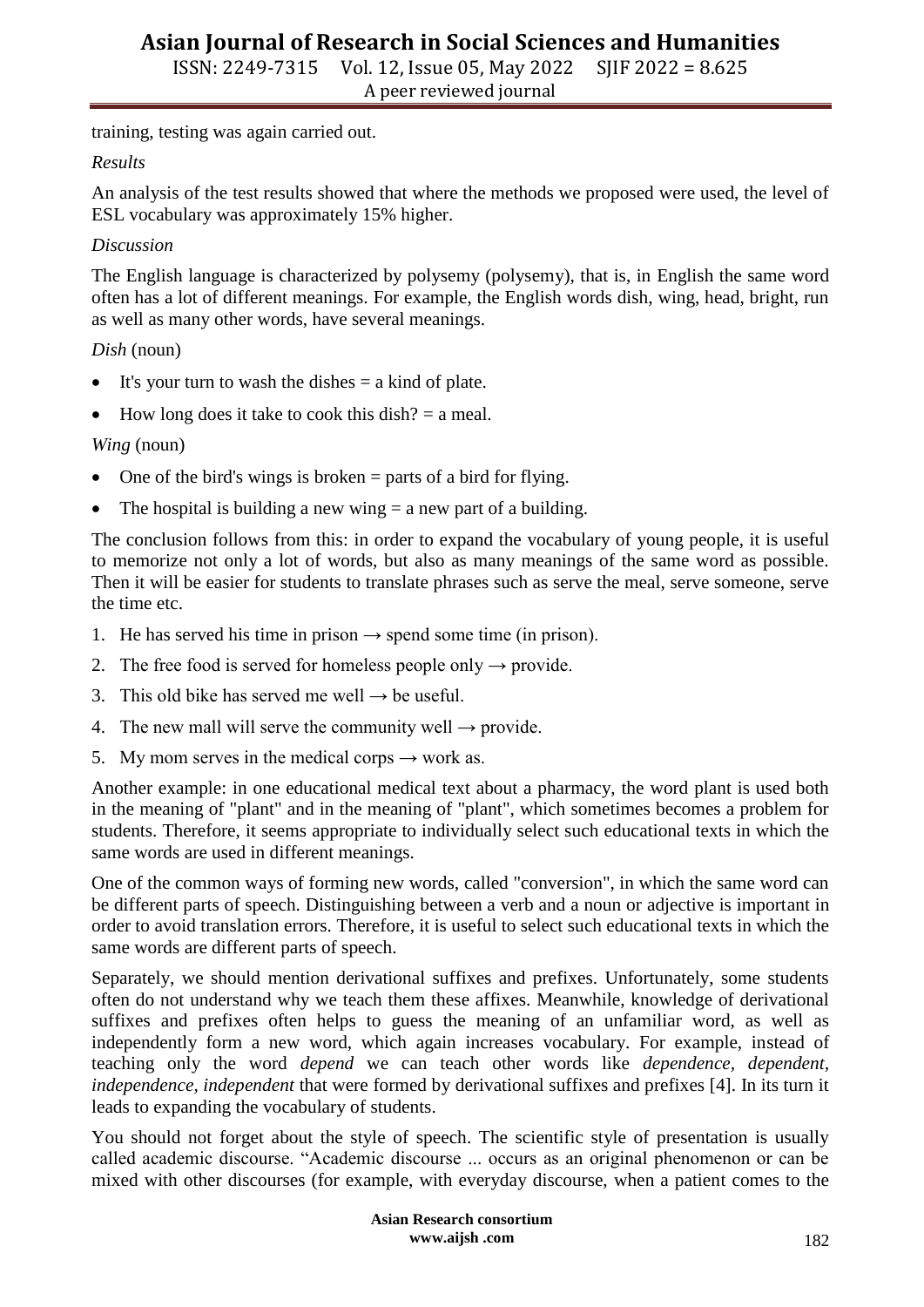training, testing was again carried out.

*Results*

An analysis of the test results showed that where the methods we proposed were used, the level of ESL vocabulary was approximately 15% higher.

*Discussion*

The English language is characterized by polysemy (polysemy), that is, in English the same word often has a lot of different meanings. For example, the English words dish, wing, head, bright, run as well as many other words, have several meanings.

*Dish* (noun)

- It's your turn to wash the dishes = a kind of plate.
- How long does it take to cook this dish? = a meal.

*Wing* (noun)

- One of the bird's wings is broken = parts of a bird for flying.
- The hospital is building a new wing = a new part of a building.

The conclusion follows from this: in order to expand the vocabulary of young people, it is useful to memorize not only a lot of words, but also as many meanings of the same word as possible. Then it will be easier for students to translate phrases such as serve the meal, serve someone, serve the time etc.

1. He has served his time in prison → spend some time (in prison).
2. The free food is served for homeless people only → provide.
3. This old bike has served me well → be useful.
4. The new mall will serve the community well → provide.
5. My mom serves in the medical corps → work as.

Another example: in one educational medical text about a pharmacy, the word plant is used both in the meaning of "plant" and in the meaning of "plant", which sometimes becomes a problem for students. Therefore, it seems appropriate to individually select such educational texts in which the same words are used in different meanings.

One of the common ways of forming new words, called "conversion", in which the same word can be different parts of speech. Distinguishing between a verb and a noun or adjective is important in order to avoid translation errors. Therefore, it is useful to select such educational texts in which the same words are different parts of speech.

Separately, we should mention derivational suffixes and prefixes. Unfortunately, some students often do not understand why we teach them these affixes. Meanwhile, knowledge of derivational suffixes and prefixes often helps to guess the meaning of an unfamiliar word, as well as independently form a new word, which again increases vocabulary. For example, instead of teaching only the word *depend* we can teach other words like *dependence, dependent, independence, independent* that were formed by derivational suffixes and prefixes [4]. In its turn it leads to expanding the vocabulary of students.

You should not forget about the style of speech. The scientific style of presentation is usually called academic discourse. "Academic discourse ... occurs as an original phenomenon or can be mixed with other discourses (for example, with everyday discourse, when a patient comes to the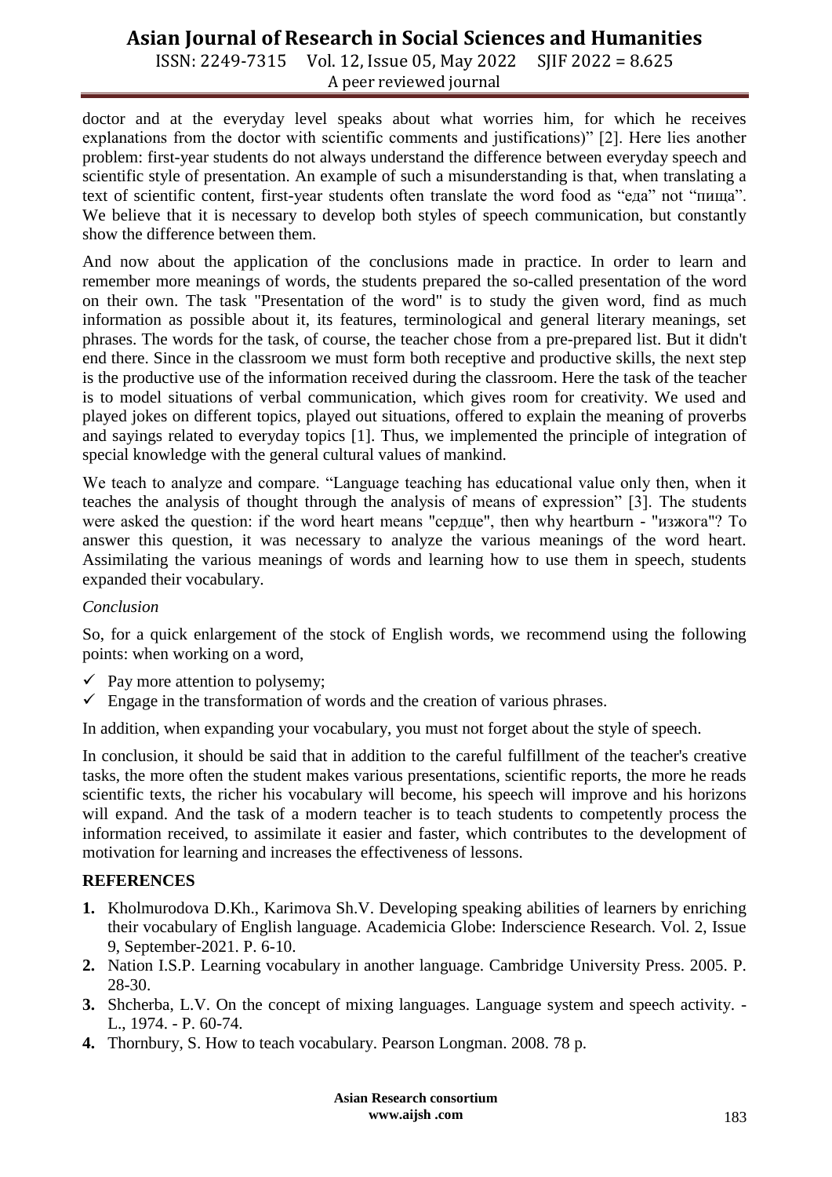doctor and at the everyday level speaks about what worries him, for which he receives explanations from the doctor with scientific comments and justifications)" [2]. Here lies another problem: first-year students do not always understand the difference between everyday speech and scientific style of presentation. An example of such a misunderstanding is that, when translating a text of scientific content, first-year students often translate the word food as "еда" not "пища". We believe that it is necessary to develop both styles of speech communication, but constantly show the difference between them.

And now about the application of the conclusions made in practice. In order to learn and remember more meanings of words, the students prepared the so-called presentation of the word on their own. The task "Presentation of the word" is to study the given word, find as much information as possible about it, its features, terminological and general literary meanings, set phrases. The words for the task, of course, the teacher chose from a pre-prepared list. But it didn't end there. Since in the classroom we must form both receptive and productive skills, the next step is the productive use of the information received during the classroom. Here the task of the teacher is to model situations of verbal communication, which gives room for creativity. We used and played jokes on different topics, played out situations, offered to explain the meaning of proverbs and sayings related to everyday topics [1]. Thus, we implemented the principle of integration of special knowledge with the general cultural values of mankind.

We teach to analyze and compare. "Language teaching has educational value only then, when it teaches the analysis of thought through the analysis of means of expression" [3]. The students were asked the question: if the word heart means "сердце", then why heartburn - "изжога"? To answer this question, it was necessary to analyze the various meanings of the word heart. Assimilating the various meanings of words and learning how to use them in speech, students expanded their vocabulary.

*Conclusion*

So, for a quick enlargement of the stock of English words, we recommend using the following points: when working on a word,

- ✓ Pay more attention to polysemy;
- ✓ Engage in the transformation of words and the creation of various phrases.

In addition, when expanding your vocabulary, you must not forget about the style of speech.

In conclusion, it should be said that in addition to the careful fulfillment of the teacher's creative tasks, the more often the student makes various presentations, scientific reports, the more he reads scientific texts, the richer his vocabulary will become, his speech will improve and his horizons will expand. And the task of a modern teacher is to teach students to competently process the information received, to assimilate it easier and faster, which contributes to the development of motivation for learning and increases the effectiveness of lessons.

## REFERENCES

1. Kholmurodova D.Kh., Karimova Sh.V. Developing speaking abilities of learners by enriching their vocabulary of English language. Academicia Globe: Inderscience Research. Vol. 2, Issue 9, September-2021. P. 6-10.
2. Nation I.S.P. Learning vocabulary in another language. Cambridge University Press. 2005. P. 28-30.
3. Shcherba, L.V. On the concept of mixing languages. Language system and speech activity. - L., 1974. - P. 60-74.
4. Thornbury, S. How to teach vocabulary. Pearson Longman. 2008. 78 p.